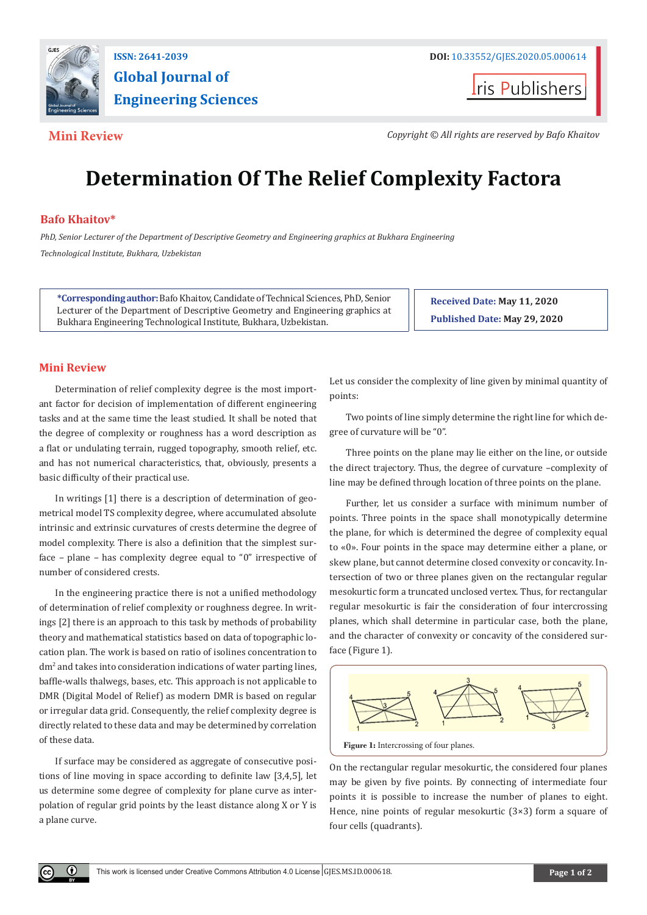ISSN: 2641-2039

# Global Journal of Engineering Sciences

DOI: 10.33552/GJES.2020.05.000614

Iris Publishers

**Mini Review**

*Copyright © All rights are reserved by Bafo Khaitov*

# Determination Of The Relief Complexity Factora

**Bafo Khaitov***

*PhD, Senior Lecturer of the Department of Descriptive Geometry and Engineering graphics at Bukhara Engineering Technological Institute, Bukhara, Uzbekistan*

**\*Corresponding author:** Bafo Khaitov, Candidate of Technical Sciences, PhD, Senior Lecturer of the Department of Descriptive Geometry and Engineering graphics at Bukhara Engineering Technological Institute, Bukhara, Uzbekistan.

**Received Date:** May 11, 2020

**Published Date:** May 29, 2020

## Mini Review

Determination of relief complexity degree is the most important factor for decision of implementation of different engineering tasks and at the same time the least studied. It shall be noted that the degree of complexity or roughness has a word description as a flat or undulating terrain, rugged topography, smooth relief, etc. and has not numerical characteristics, that, obviously, presents a basic difficulty of their practical use.

In writings [1] there is a description of determination of geometrical model TS complexity degree, where accumulated absolute intrinsic and extrinsic curvatures of crests determine the degree of model complexity. There is also a definition that the simplest surface – plane – has complexity degree equal to "0" irrespective of number of considered crests.

In the engineering practice there is not a unified methodology of determination of relief complexity or roughness degree. In writings [2] there is an approach to this task by methods of probability theory and mathematical statistics based on data of topographic location plan. The work is based on ratio of isolines concentration to $dm^2$ and takes into consideration indications of water parting lines, baffle-walls thalwegs, bases, etc. This approach is not applicable to DMR (Digital Model of Relief) as modern DMR is based on regular or irregular data grid. Consequently, the relief complexity degree is directly related to these data and may be determined by correlation of these data.

If surface may be considered as aggregate of consecutive positions of line moving in space according to definite law [3,4,5], let us determine some degree of complexity for plane curve as interpolation of regular grid points by the least distance along X or Y is a plane curve.

Let us consider the complexity of line given by minimal quantity of points:

Two points of line simply determine the right line for which degree of curvature will be "0".

Three points on the plane may lie either on the line, or outside the direct trajectory. Thus, the degree of curvature –complexity of line may be defined through location of three points on the plane.

Further, let us consider a surface with minimum number of points. Three points in the space shall monotypically determine the plane, for which is determined the degree of complexity equal to «0». Four points in the space may determine either a plane, or skew plane, but cannot determine closed convexity or concavity. Intersection of two or three planes given on the rectangular regular mesokurtic form a truncated unclosed vertex. Thus, for rectangular regular mesokurtic is fair the consideration of four intercrossing planes, which shall determine in particular case, both the plane, and the character of convexity or concavity of the considered surface (Figure 1).

**Figure 1:** Intercrossing of four planes.

On the rectangular regular mesokurtic, the considered four planes may be given by five points. By connecting of intermediate four points it is possible to increase the number of planes to eight. Hence, nine points of regular mesokurtic (3×3) form a square of four cells (quadrants).

This work is licensed under Creative Commons Attribution 4.0 License GJES.MS.ID.000618.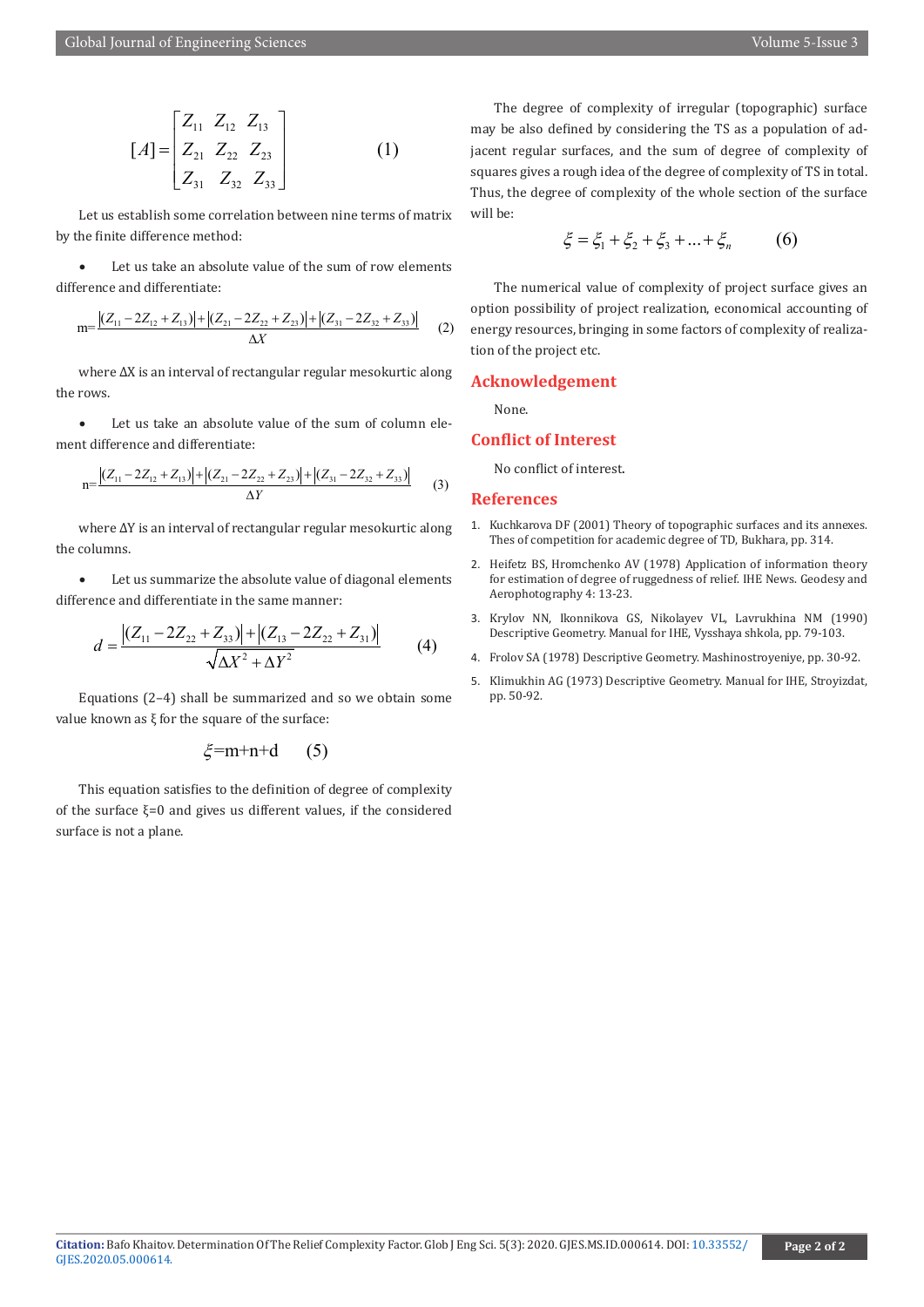$$[A]=\begin{bmatrix} Z_{11} & Z_{12} & Z_{13} \\ Z_{21} & Z_{22} & Z_{23} \\ Z_{31} & Z_{32} & Z_{33} \end{bmatrix} \qquad (1)$$

Let us establish some correlation between nine terms of matrix by the finite difference method:

- Let us take an absolute value of the sum of row elements difference and differentiate:

$$m=\frac{|(Z_{11}-2Z_{12}+Z_{13})|+|(Z_{21}-2Z_{22}+Z_{23})|+|(Z_{31}-2Z_{32}+Z_{33})|}{\Delta X} \qquad (2)$$

where ΔX is an interval of rectangular regular mesokurtic along the rows.

- Let us take an absolute value of the sum of column element difference and differentiate:

$$n=\frac{|(Z_{11}-2Z_{12}+Z_{13})|+|(Z_{21}-2Z_{22}+Z_{23})|+|(Z_{31}-2Z_{32}+Z_{33})|}{\Delta Y} \qquad (3)$$

where ΔY is an interval of rectangular regular mesokurtic along the columns.

- Let us summarize the absolute value of diagonal elements difference and differentiate in the same manner:

$$d=\frac{|(Z_{11}-2Z_{22}+Z_{33})|+|(Z_{13}-2Z_{22}+Z_{31})|}{\sqrt{\Delta X^2+\Delta Y^2}} \qquad (4)$$

Equations (2–4) shall be summarized and so we obtain some value known as ξ for the square of the surface:

$$\xi = m+n+d \qquad (5)$$

This equation satisfies to the definition of degree of complexity of the surface ξ=0 and gives us different values, if the considered surface is not a plane.

The degree of complexity of irregular (topographic) surface may be also defined by considering the TS as a population of adjacent regular surfaces, and the sum of degree of complexity of squares gives a rough idea of the degree of complexity of TS in total. Thus, the degree of complexity of the whole section of the surface will be:

$$\xi = \xi_1 + \xi_2 + \xi_3 + \ldots + \xi_n \qquad (6)$$

The numerical value of complexity of project surface gives an option possibility of project realization, economical accounting of energy resources, bringing in some factors of complexity of realization of the project etc.

## Acknowledgement

None.

## Conflict of Interest

No conflict of interest.

## References

1. Kuchkarova DF (2001) Theory of topographic surfaces and its annexes. Thes of competition for academic degree of TD, Bukhara, pp. 314.
2. Heifetz BS, Hromchenko AV (1978) Application of information theory for estimation of degree of ruggedness of relief. IHE News. Geodesy and Aerophotography 4: 13-23.
3. Krylov NN, Ikonnikova GS, Nikolayev VL, Lavrukhina NM (1990) Descriptive Geometry. Manual for IHE, Vysshaya shkola, pp. 79-103.
4. Frolov SA (1978) Descriptive Geometry. Mashinostroyeniye, pp. 30-92.
5. Klimukhin AG (1973) Descriptive Geometry. Manual for IHE, Stroyizdat, pp. 50-92.